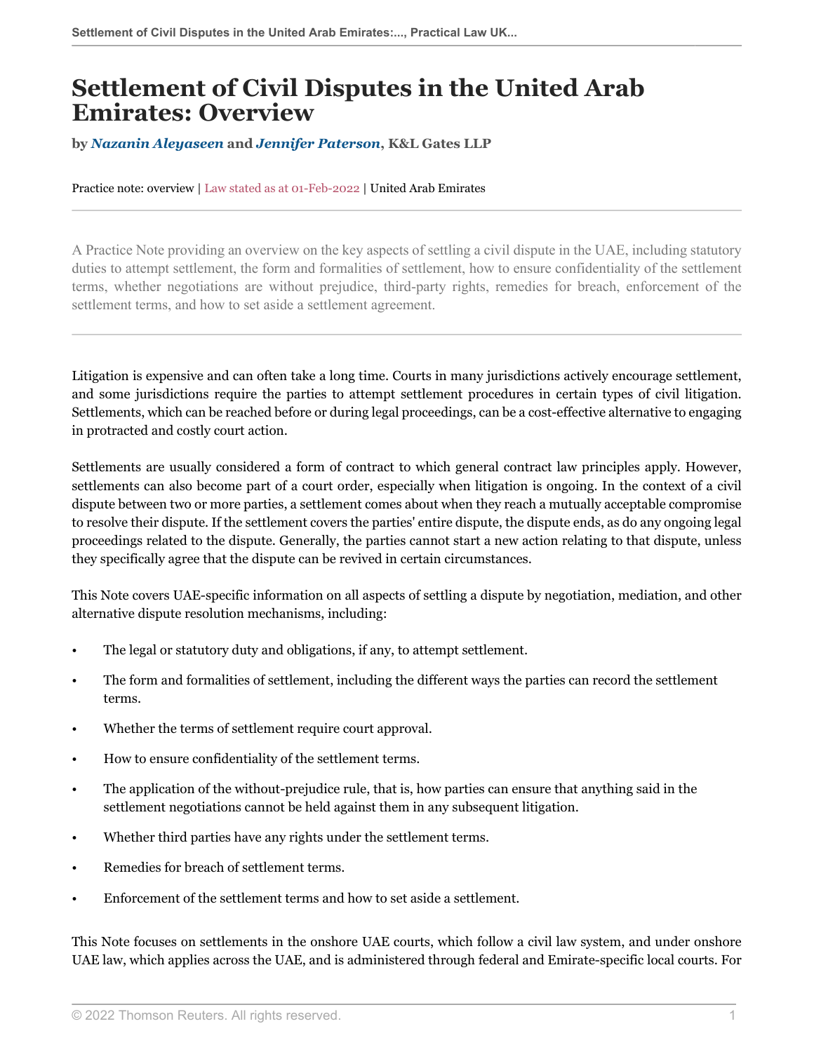# Settlement of Civil Disputes in the United Arab Emirates: Overview

**by *Nazanin Aleyaseen* and *Jennifer Paterson*, K&L Gates LLP**

Practice note: overview | Law stated as at 01-Feb-2022 | United Arab Emirates

---

A Practice Note providing an overview on the key aspects of settling a civil dispute in the UAE, including statutory duties to attempt settlement, the form and formalities of settlement, how to ensure confidentiality of the settlement terms, whether negotiations are without prejudice, third-party rights, remedies for breach, enforcement of the settlement terms, and how to set aside a settlement agreement.

---

Litigation is expensive and can often take a long time. Courts in many jurisdictions actively encourage settlement, and some jurisdictions require the parties to attempt settlement procedures in certain types of civil litigation. Settlements, which can be reached before or during legal proceedings, can be a cost-effective alternative to engaging in protracted and costly court action.

Settlements are usually considered a form of contract to which general contract law principles apply. However, settlements can also become part of a court order, especially when litigation is ongoing. In the context of a civil dispute between two or more parties, a settlement comes about when they reach a mutually acceptable compromise to resolve their dispute. If the settlement covers the parties' entire dispute, the dispute ends, as do any ongoing legal proceedings related to the dispute. Generally, the parties cannot start a new action relating to that dispute, unless they specifically agree that the dispute can be revived in certain circumstances.

This Note covers UAE-specific information on all aspects of settling a dispute by negotiation, mediation, and other alternative dispute resolution mechanisms, including:

- The legal or statutory duty and obligations, if any, to attempt settlement.
- The form and formalities of settlement, including the different ways the parties can record the settlement terms.
- Whether the terms of settlement require court approval.
- How to ensure confidentiality of the settlement terms.
- The application of the without-prejudice rule, that is, how parties can ensure that anything said in the settlement negotiations cannot be held against them in any subsequent litigation.
- Whether third parties have any rights under the settlement terms.
- Remedies for breach of settlement terms.
- Enforcement of the settlement terms and how to set aside a settlement.

This Note focuses on settlements in the onshore UAE courts, which follow a civil law system, and under onshore UAE law, which applies across the UAE, and is administered through federal and Emirate-specific local courts. For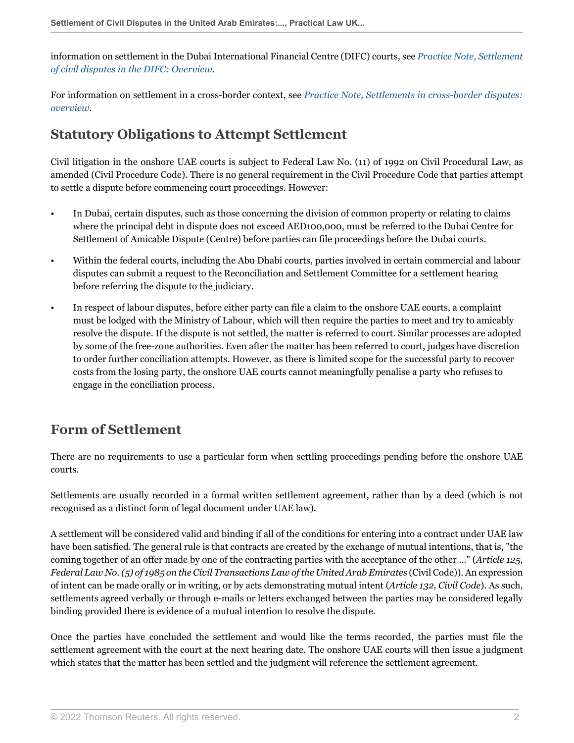information on settlement in the Dubai International Financial Centre (DIFC) courts, see *Practice Note, Settlement of civil disputes in the DIFC: Overview*.

For information on settlement in a cross-border context, see *Practice Note, Settlements in cross-border disputes: overview*.

## Statutory Obligations to Attempt Settlement

Civil litigation in the onshore UAE courts is subject to Federal Law No. (11) of 1992 on Civil Procedural Law, as amended (Civil Procedure Code). There is no general requirement in the Civil Procedure Code that parties attempt to settle a dispute before commencing court proceedings. However:

- In Dubai, certain disputes, such as those concerning the division of common property or relating to claims where the principal debt in dispute does not exceed AED100,000, must be referred to the Dubai Centre for Settlement of Amicable Dispute (Centre) before parties can file proceedings before the Dubai courts.
- Within the federal courts, including the Abu Dhabi courts, parties involved in certain commercial and labour disputes can submit a request to the Reconciliation and Settlement Committee for a settlement hearing before referring the dispute to the judiciary.
- In respect of labour disputes, before either party can file a claim to the onshore UAE courts, a complaint must be lodged with the Ministry of Labour, which will then require the parties to meet and try to amicably resolve the dispute. If the dispute is not settled, the matter is referred to court. Similar processes are adopted by some of the free-zone authorities. Even after the matter has been referred to court, judges have discretion to order further conciliation attempts. However, as there is limited scope for the successful party to recover costs from the losing party, the onshore UAE courts cannot meaningfully penalise a party who refuses to engage in the conciliation process.

## Form of Settlement

There are no requirements to use a particular form when settling proceedings pending before the onshore UAE courts.

Settlements are usually recorded in a formal written settlement agreement, rather than by a deed (which is not recognised as a distinct form of legal document under UAE law).

A settlement will be considered valid and binding if all of the conditions for entering into a contract under UAE law have been satisfied. The general rule is that contracts are created by the exchange of mutual intentions, that is, "the coming together of an offer made by one of the contracting parties with the acceptance of the other ..." (*Article 125, Federal Law No. (5) of 1985 on the Civil Transactions Law of the United Arab Emirates* (Civil Code)). An expression of intent can be made orally or in writing, or by acts demonstrating mutual intent (*Article 132, Civil Code*). As such, settlements agreed verbally or through e-mails or letters exchanged between the parties may be considered legally binding provided there is evidence of a mutual intention to resolve the dispute.

Once the parties have concluded the settlement and would like the terms recorded, the parties must file the settlement agreement with the court at the next hearing date. The onshore UAE courts will then issue a judgment which states that the matter has been settled and the judgment will reference the settlement agreement.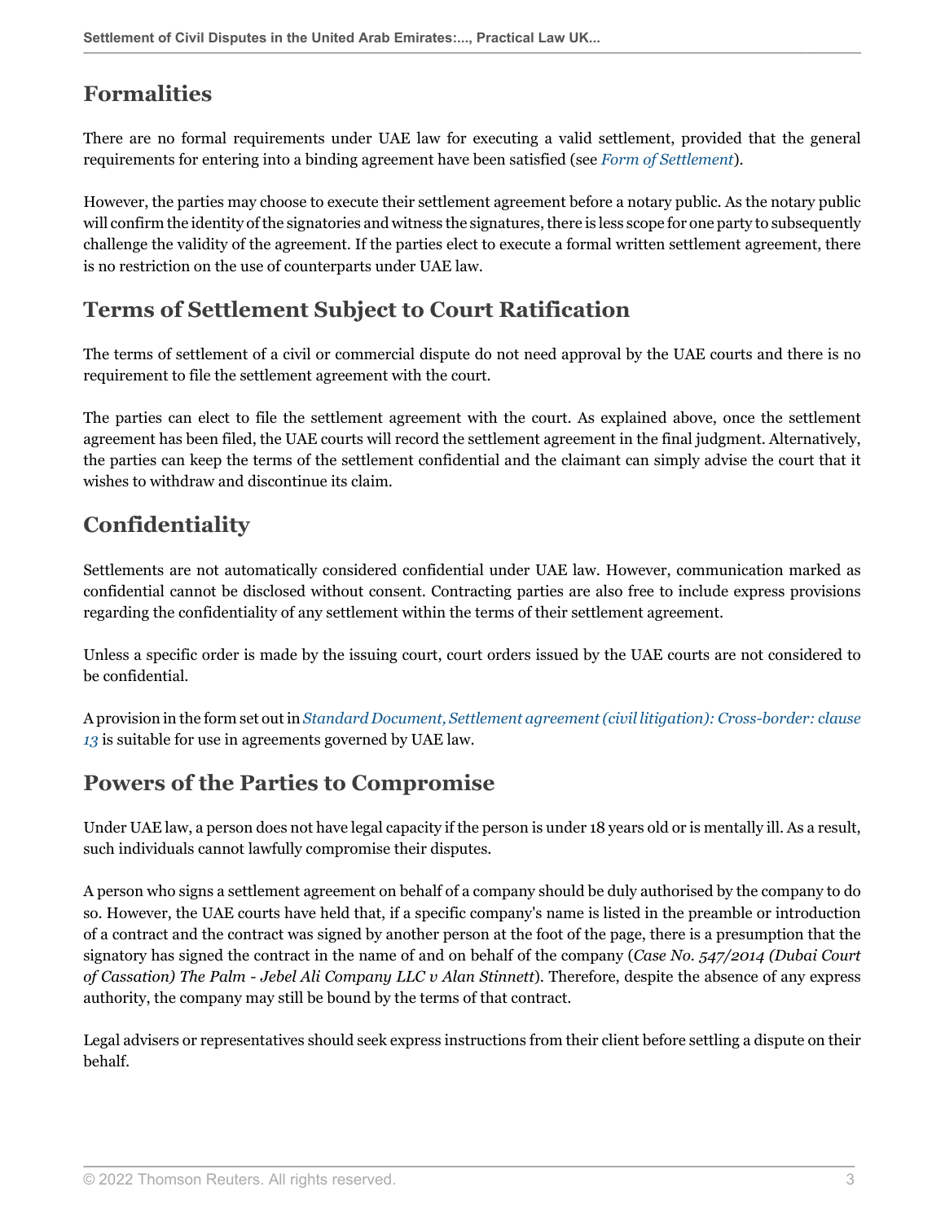## Formalities

There are no formal requirements under UAE law for executing a valid settlement, provided that the general requirements for entering into a binding agreement have been satisfied (see *Form of Settlement*).

However, the parties may choose to execute their settlement agreement before a notary public. As the notary public will confirm the identity of the signatories and witness the signatures, there is less scope for one party to subsequently challenge the validity of the agreement. If the parties elect to execute a formal written settlement agreement, there is no restriction on the use of counterparts under UAE law.

## Terms of Settlement Subject to Court Ratification

The terms of settlement of a civil or commercial dispute do not need approval by the UAE courts and there is no requirement to file the settlement agreement with the court.

The parties can elect to file the settlement agreement with the court. As explained above, once the settlement agreement has been filed, the UAE courts will record the settlement agreement in the final judgment. Alternatively, the parties can keep the terms of the settlement confidential and the claimant can simply advise the court that it wishes to withdraw and discontinue its claim.

## Confidentiality

Settlements are not automatically considered confidential under UAE law. However, communication marked as confidential cannot be disclosed without consent. Contracting parties are also free to include express provisions regarding the confidentiality of any settlement within the terms of their settlement agreement.

Unless a specific order is made by the issuing court, court orders issued by the UAE courts are not considered to be confidential.

A provision in the form set out in *Standard Document, Settlement agreement (civil litigation): Cross-border: clause 13* is suitable for use in agreements governed by UAE law.

## Powers of the Parties to Compromise

Under UAE law, a person does not have legal capacity if the person is under 18 years old or is mentally ill. As a result, such individuals cannot lawfully compromise their disputes.

A person who signs a settlement agreement on behalf of a company should be duly authorised by the company to do so. However, the UAE courts have held that, if a specific company's name is listed in the preamble or introduction of a contract and the contract was signed by another person at the foot of the page, there is a presumption that the signatory has signed the contract in the name of and on behalf of the company (*Case No. 547/2014 (Dubai Court of Cassation) The Palm - Jebel Ali Company LLC v Alan Stinnett*). Therefore, despite the absence of any express authority, the company may still be bound by the terms of that contract.

Legal advisers or representatives should seek express instructions from their client before settling a dispute on their behalf.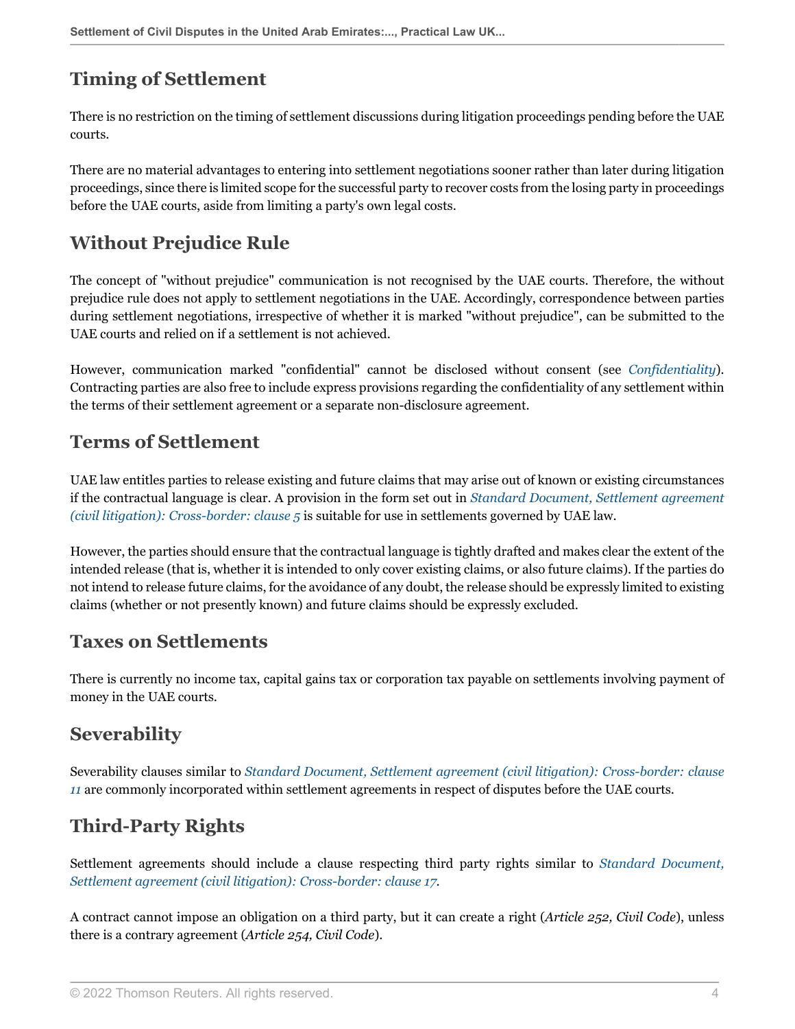## Timing of Settlement

There is no restriction on the timing of settlement discussions during litigation proceedings pending before the UAE courts.

There are no material advantages to entering into settlement negotiations sooner rather than later during litigation proceedings, since there is limited scope for the successful party to recover costs from the losing party in proceedings before the UAE courts, aside from limiting a party's own legal costs.

## Without Prejudice Rule

The concept of "without prejudice" communication is not recognised by the UAE courts. Therefore, the without prejudice rule does not apply to settlement negotiations in the UAE. Accordingly, correspondence between parties during settlement negotiations, irrespective of whether it is marked "without prejudice", can be submitted to the UAE courts and relied on if a settlement is not achieved.

However, communication marked "confidential" cannot be disclosed without consent (see *Confidentiality*). Contracting parties are also free to include express provisions regarding the confidentiality of any settlement within the terms of their settlement agreement or a separate non-disclosure agreement.

## Terms of Settlement

UAE law entitles parties to release existing and future claims that may arise out of known or existing circumstances if the contractual language is clear. A provision in the form set out in *Standard Document, Settlement agreement (civil litigation): Cross-border: clause 5* is suitable for use in settlements governed by UAE law.

However, the parties should ensure that the contractual language is tightly drafted and makes clear the extent of the intended release (that is, whether it is intended to only cover existing claims, or also future claims). If the parties do not intend to release future claims, for the avoidance of any doubt, the release should be expressly limited to existing claims (whether or not presently known) and future claims should be expressly excluded.

## Taxes on Settlements

There is currently no income tax, capital gains tax or corporation tax payable on settlements involving payment of money in the UAE courts.

## Severability

Severability clauses similar to *Standard Document, Settlement agreement (civil litigation): Cross-border: clause 11* are commonly incorporated within settlement agreements in respect of disputes before the UAE courts.

## Third-Party Rights

Settlement agreements should include a clause respecting third party rights similar to *Standard Document, Settlement agreement (civil litigation): Cross-border: clause 17*.

A contract cannot impose an obligation on a third party, but it can create a right (*Article 252, Civil Code*), unless there is a contrary agreement (*Article 254, Civil Code*).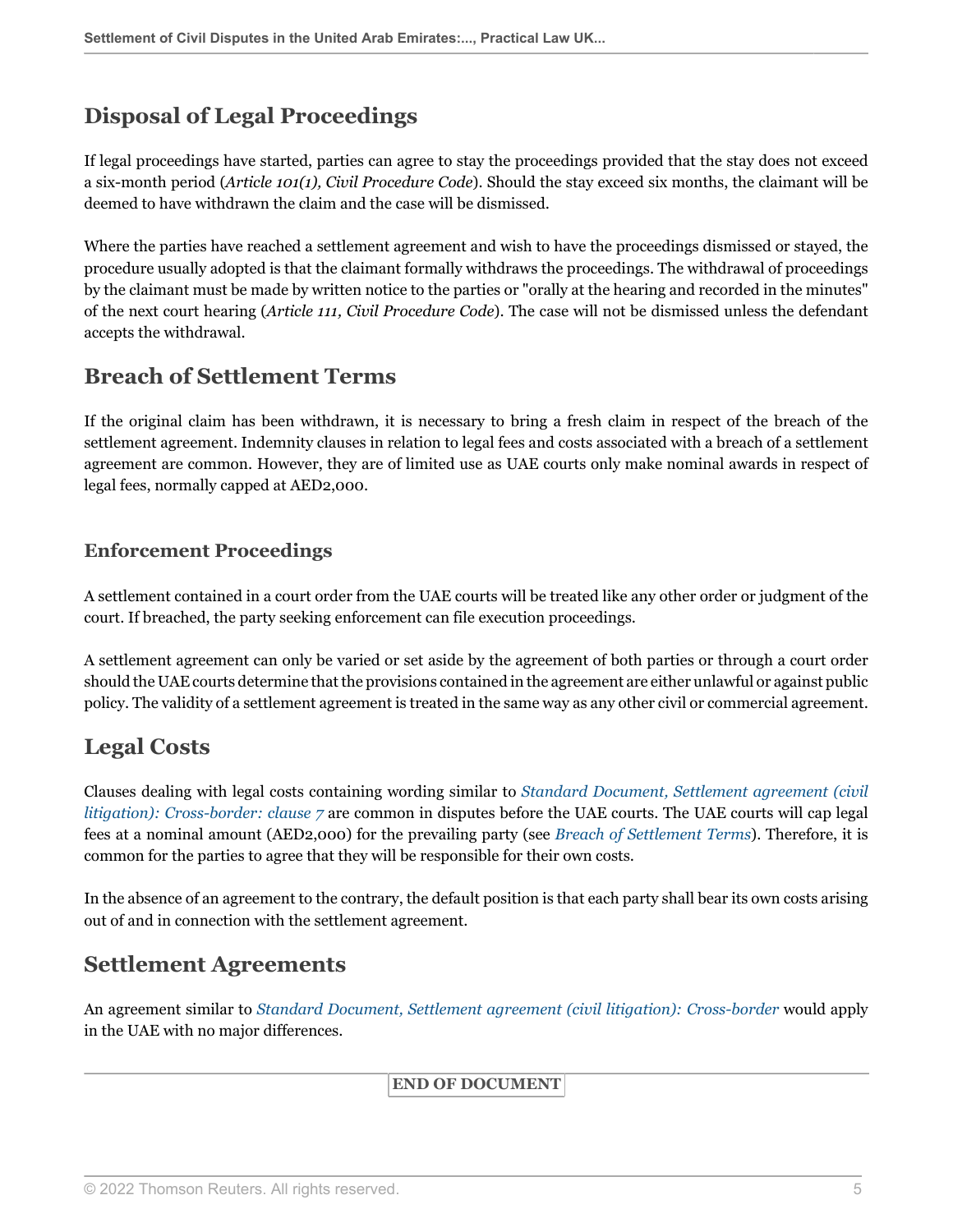## Disposal of Legal Proceedings

If legal proceedings have started, parties can agree to stay the proceedings provided that the stay does not exceed a six-month period (*Article 101(1), Civil Procedure Code*). Should the stay exceed six months, the claimant will be deemed to have withdrawn the claim and the case will be dismissed.

Where the parties have reached a settlement agreement and wish to have the proceedings dismissed or stayed, the procedure usually adopted is that the claimant formally withdraws the proceedings. The withdrawal of proceedings by the claimant must be made by written notice to the parties or "orally at the hearing and recorded in the minutes" of the next court hearing (*Article 111, Civil Procedure Code*). The case will not be dismissed unless the defendant accepts the withdrawal.

## Breach of Settlement Terms

If the original claim has been withdrawn, it is necessary to bring a fresh claim in respect of the breach of the settlement agreement. Indemnity clauses in relation to legal fees and costs associated with a breach of a settlement agreement are common. However, they are of limited use as UAE courts only make nominal awards in respect of legal fees, normally capped at AED2,000.

### Enforcement Proceedings

A settlement contained in a court order from the UAE courts will be treated like any other order or judgment of the court. If breached, the party seeking enforcement can file execution proceedings.

A settlement agreement can only be varied or set aside by the agreement of both parties or through a court order should the UAE courts determine that the provisions contained in the agreement are either unlawful or against public policy. The validity of a settlement agreement is treated in the same way as any other civil or commercial agreement.

## Legal Costs

Clauses dealing with legal costs containing wording similar to *Standard Document, Settlement agreement (civil litigation): Cross-border: clause 7* are common in disputes before the UAE courts. The UAE courts will cap legal fees at a nominal amount (AED2,000) for the prevailing party (see *Breach of Settlement Terms*). Therefore, it is common for the parties to agree that they will be responsible for their own costs.

In the absence of an agreement to the contrary, the default position is that each party shall bear its own costs arising out of and in connection with the settlement agreement.

## Settlement Agreements

An agreement similar to *Standard Document, Settlement agreement (civil litigation): Cross-border* would apply in the UAE with no major differences.

**END OF DOCUMENT**